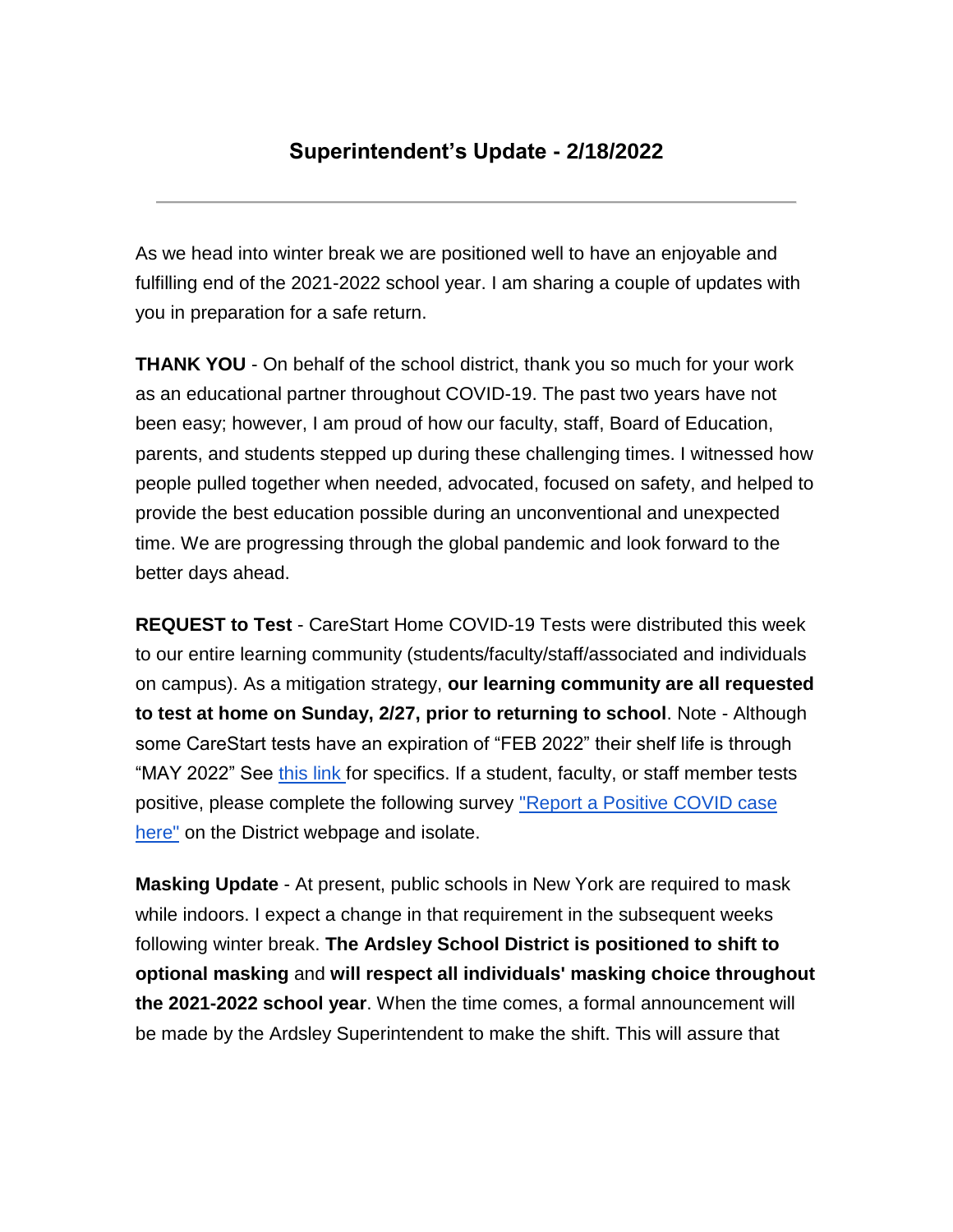# Superintendent's Update - 2/18/2022

---

As we head into winter break we are positioned well to have an enjoyable and fulfilling end of the 2021-2022 school year. I am sharing a couple of updates with you in preparation for a safe return.

**THANK YOU** - On behalf of the school district, thank you so much for your work as an educational partner throughout COVID-19. The past two years have not been easy; however, I am proud of how our faculty, staff, Board of Education, parents, and students stepped up during these challenging times. I witnessed how people pulled together when needed, advocated, focused on safety, and helped to provide the best education possible during an unconventional and unexpected time. We are progressing through the global pandemic and look forward to the better days ahead.

**REQUEST to Test** - CareStart Home COVID-19 Tests were distributed this week to our entire learning community (students/faculty/staff/associated and individuals on campus). As a mitigation strategy, **our learning community are all requested to test at home on Sunday, 2/27, prior to returning to school**. Note - Although some CareStart tests have an expiration of "FEB 2022" their shelf life is through "MAY 2022" See this link for specifics. If a student, faculty, or staff member tests positive, please complete the following survey "Report a Positive COVID case here" on the District webpage and isolate.

**Masking Update** - At present, public schools in New York are required to mask while indoors. I expect a change in that requirement in the subsequent weeks following winter break. **The Ardsley School District is positioned to shift to optional masking** and **will respect all individuals' masking choice throughout the 2021-2022 school year**. When the time comes, a formal announcement will be made by the Ardsley Superintendent to make the shift. This will assure that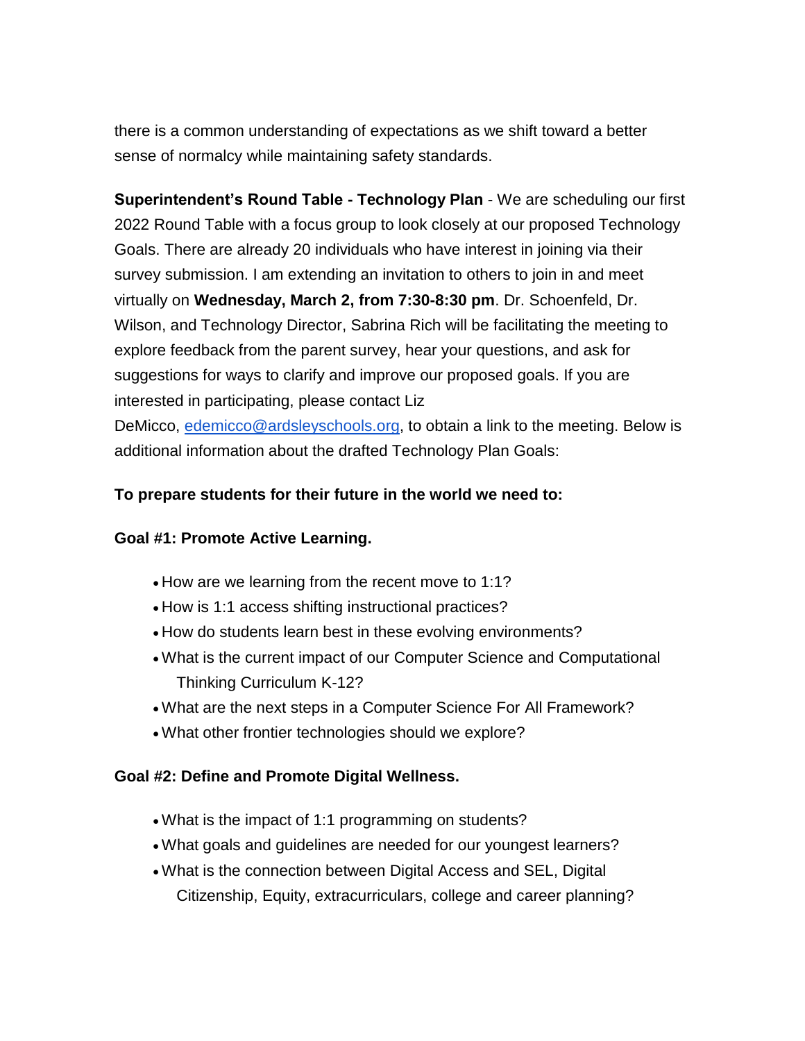there is a common understanding of expectations as we shift toward a better sense of normalcy while maintaining safety standards.

**Superintendent's Round Table - Technology Plan** - We are scheduling our first 2022 Round Table with a focus group to look closely at our proposed Technology Goals. There are already 20 individuals who have interest in joining via their survey submission. I am extending an invitation to others to join in and meet virtually on **Wednesday, March 2, from 7:30-8:30 pm**. Dr. Schoenfeld, Dr. Wilson, and Technology Director, Sabrina Rich will be facilitating the meeting to explore feedback from the parent survey, hear your questions, and ask for suggestions for ways to clarify and improve our proposed goals. If you are interested in participating, please contact Liz DeMicco, [edemicco@ardsleyschools.org](mailto:edemicco@ardsleyschools.org), to obtain a link to the meeting. Below is additional information about the drafted Technology Plan Goals:

**To prepare students for their future in the world we need to:**

**Goal #1: Promote Active Learning.**

- How are we learning from the recent move to 1:1?
- How is 1:1 access shifting instructional practices?
- How do students learn best in these evolving environments?
- What is the current impact of our Computer Science and Computational Thinking Curriculum K-12?
- What are the next steps in a Computer Science For All Framework?
- What other frontier technologies should we explore?

**Goal #2: Define and Promote Digital Wellness.**

- What is the impact of 1:1 programming on students?
- What goals and guidelines are needed for our youngest learners?
- What is the connection between Digital Access and SEL, Digital Citizenship, Equity, extracurriculars, college and career planning?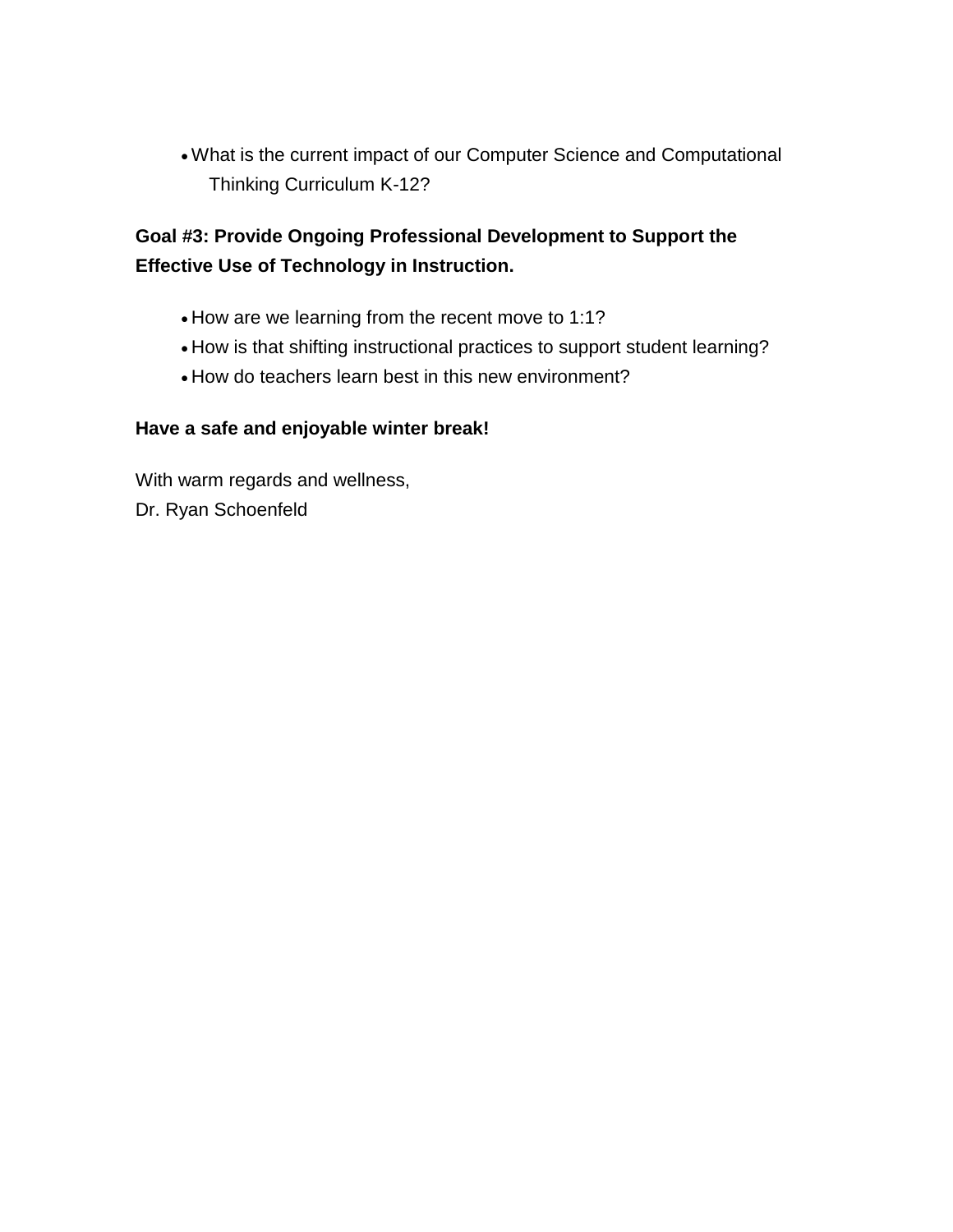- What is the current impact of our Computer Science and Computational Thinking Curriculum K-12?

**Goal #3: Provide Ongoing Professional Development to Support the Effective Use of Technology in Instruction.**

- How are we learning from the recent move to 1:1?
- How is that shifting instructional practices to support student learning?
- How do teachers learn best in this new environment?

**Have a safe and enjoyable winter break!**

With warm regards and wellness,
Dr. Ryan Schoenfeld